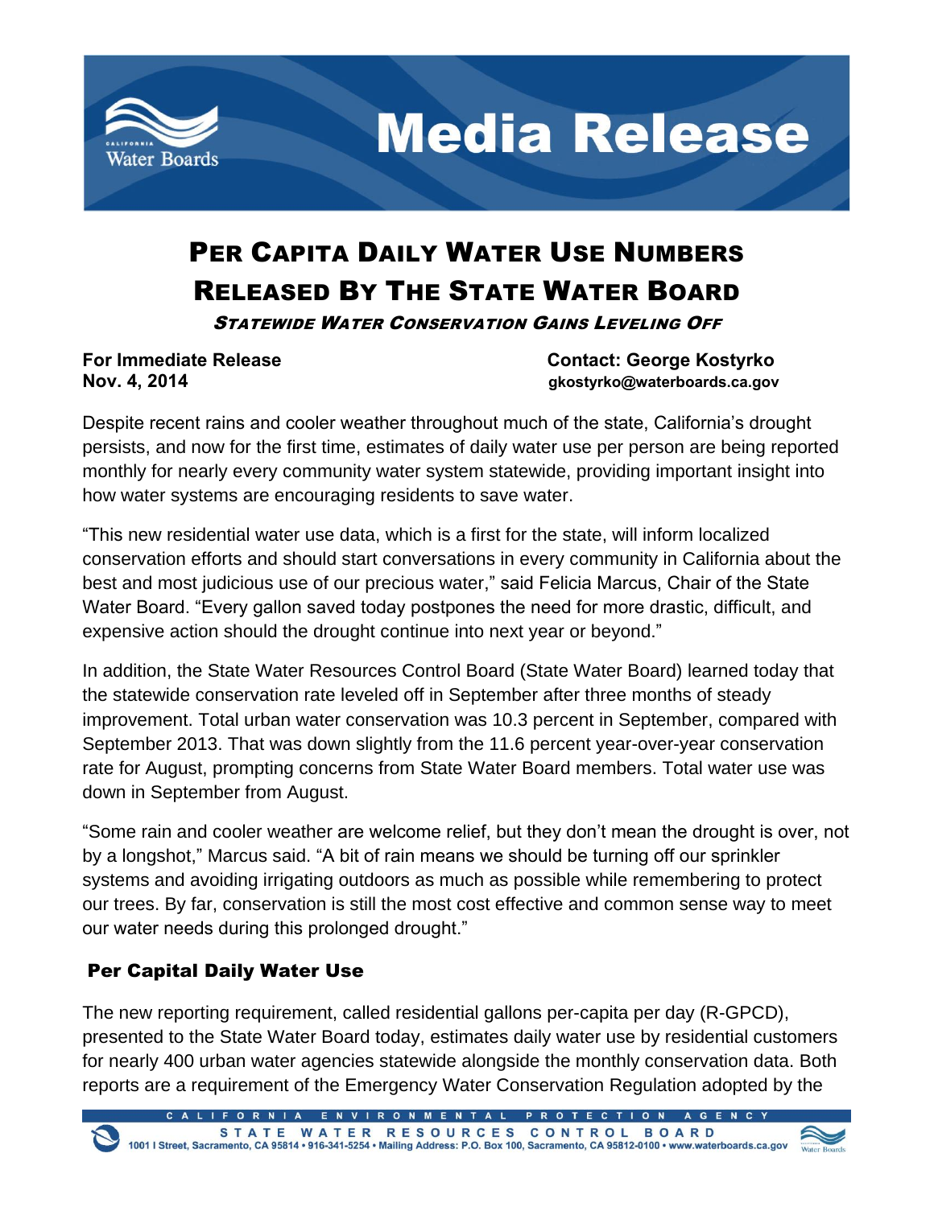# Media Release

## Per Capita Daily Water Use Numbers Released By The State Water Board

***Statewide Water Conservation Gains Leveling Off***

**For Immediate Release**
**Nov. 4, 2014**

**Contact: George Kostyrko**
**gkostyrko@waterboards.ca.gov**

Despite recent rains and cooler weather throughout much of the state, California's drought persists, and now for the first time, estimates of daily water use per person are being reported monthly for nearly every community water system statewide, providing important insight into how water systems are encouraging residents to save water.

"This new residential water use data, which is a first for the state, will inform localized conservation efforts and should start conversations in every community in California about the best and most judicious use of our precious water," said Felicia Marcus, Chair of the State Water Board. "Every gallon saved today postpones the need for more drastic, difficult, and expensive action should the drought continue into next year or beyond."

In addition, the State Water Resources Control Board (State Water Board) learned today that the statewide conservation rate leveled off in September after three months of steady improvement. Total urban water conservation was 10.3 percent in September, compared with September 2013. That was down slightly from the 11.6 percent year-over-year conservation rate for August, prompting concerns from State Water Board members. Total water use was down in September from August.

"Some rain and cooler weather are welcome relief, but they don't mean the drought is over, not by a longshot," Marcus said. "A bit of rain means we should be turning off our sprinkler systems and avoiding irrigating outdoors as much as possible while remembering to protect our trees. By far, conservation is still the most cost effective and common sense way to meet our water needs during this prolonged drought."

### Per Capital Daily Water Use

The new reporting requirement, called residential gallons per-capita per day (R-GPCD), presented to the State Water Board today, estimates daily water use by residential customers for nearly 400 urban water agencies statewide alongside the monthly conservation data. Both reports are a requirement of the Emergency Water Conservation Regulation adopted by the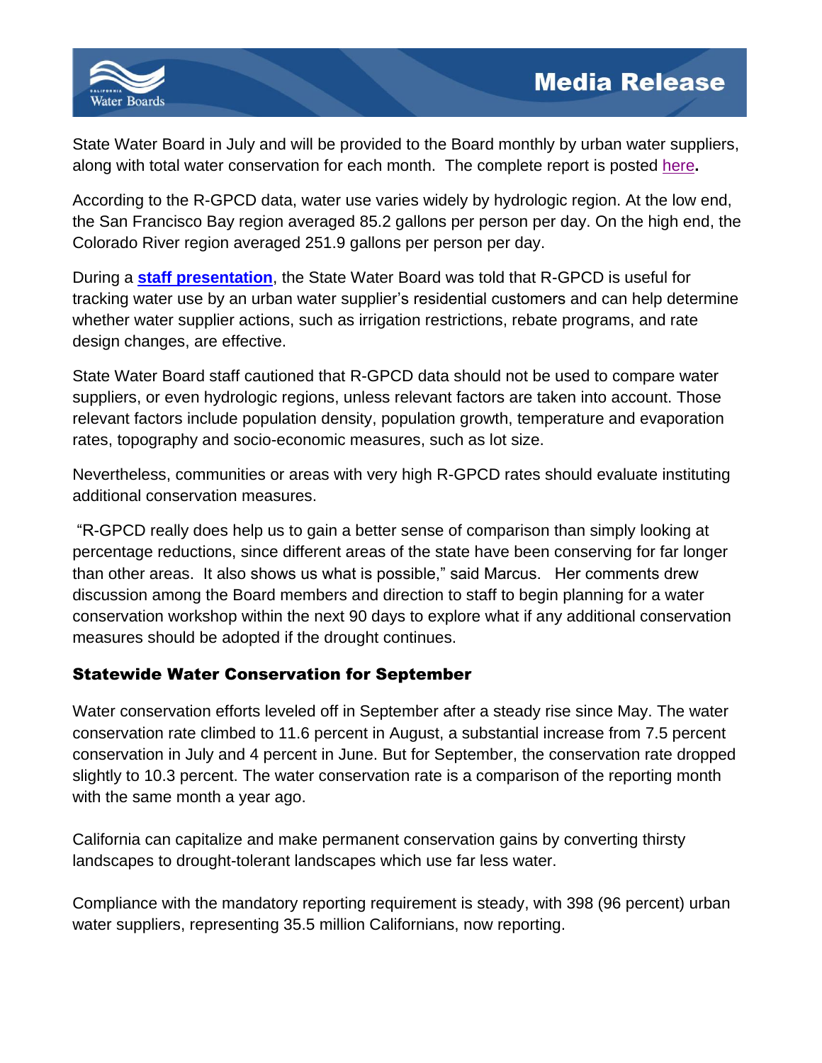State Water Board in July and will be provided to the Board monthly by urban water suppliers, along with total water conservation for each month. The complete report is posted here**.**

According to the R-GPCD data, water use varies widely by hydrologic region. At the low end, the San Francisco Bay region averaged 85.2 gallons per person per day. On the high end, the Colorado River region averaged 251.9 gallons per person per day.

During a **staff presentation**, the State Water Board was told that R-GPCD is useful for tracking water use by an urban water supplier's residential customers and can help determine whether water supplier actions, such as irrigation restrictions, rebate programs, and rate design changes, are effective.

State Water Board staff cautioned that R-GPCD data should not be used to compare water suppliers, or even hydrologic regions, unless relevant factors are taken into account. Those relevant factors include population density, population growth, temperature and evaporation rates, topography and socio-economic measures, such as lot size.

Nevertheless, communities or areas with very high R-GPCD rates should evaluate instituting additional conservation measures.

"R-GPCD really does help us to gain a better sense of comparison than simply looking at percentage reductions, since different areas of the state have been conserving for far longer than other areas. It also shows us what is possible," said Marcus. Her comments drew discussion among the Board members and direction to staff to begin planning for a water conservation workshop within the next 90 days to explore what if any additional conservation measures should be adopted if the drought continues.

## Statewide Water Conservation for September

Water conservation efforts leveled off in September after a steady rise since May. The water conservation rate climbed to 11.6 percent in August, a substantial increase from 7.5 percent conservation in July and 4 percent in June. But for September, the conservation rate dropped slightly to 10.3 percent. The water conservation rate is a comparison of the reporting month with the same month a year ago.

California can capitalize and make permanent conservation gains by converting thirsty landscapes to drought-tolerant landscapes which use far less water.

Compliance with the mandatory reporting requirement is steady, with 398 (96 percent) urban water suppliers, representing 35.5 million Californians, now reporting.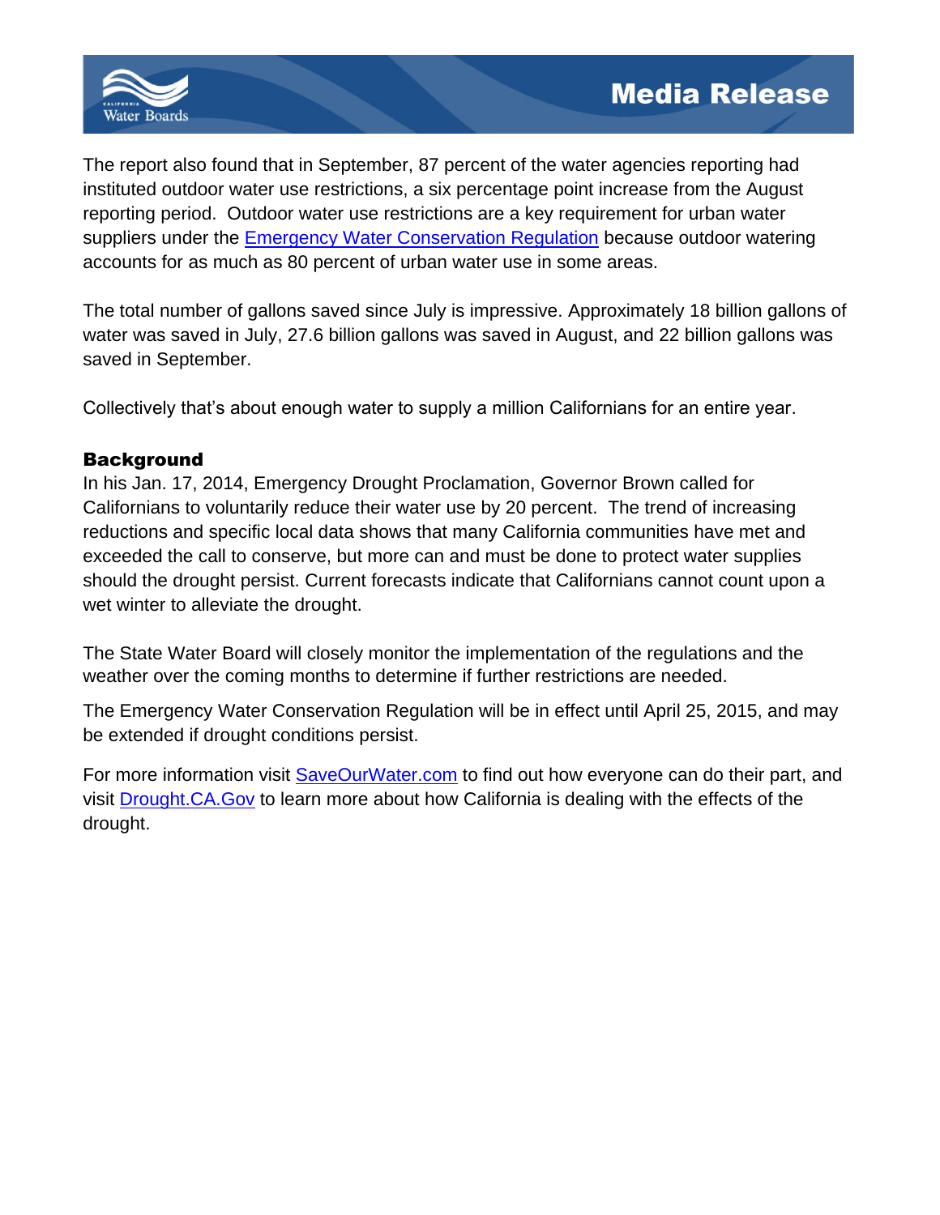The report also found that in September, 87 percent of the water agencies reporting had instituted outdoor water use restrictions, a six percentage point increase from the August reporting period. Outdoor water use restrictions are a key requirement for urban water suppliers under the Emergency Water Conservation Regulation because outdoor watering accounts for as much as 80 percent of urban water use in some areas.

The total number of gallons saved since July is impressive. Approximately 18 billion gallons of water was saved in July, 27.6 billion gallons was saved in August, and 22 billion gallons was saved in September.

Collectively that's about enough water to supply a million Californians for an entire year.

## Background

In his Jan. 17, 2014, Emergency Drought Proclamation, Governor Brown called for Californians to voluntarily reduce their water use by 20 percent. The trend of increasing reductions and specific local data shows that many California communities have met and exceeded the call to conserve, but more can and must be done to protect water supplies should the drought persist. Current forecasts indicate that Californians cannot count upon a wet winter to alleviate the drought.

The State Water Board will closely monitor the implementation of the regulations and the weather over the coming months to determine if further restrictions are needed.

The Emergency Water Conservation Regulation will be in effect until April 25, 2015, and may be extended if drought conditions persist.

For more information visit SaveOurWater.com to find out how everyone can do their part, and visit Drought.CA.Gov to learn more about how California is dealing with the effects of the drought.